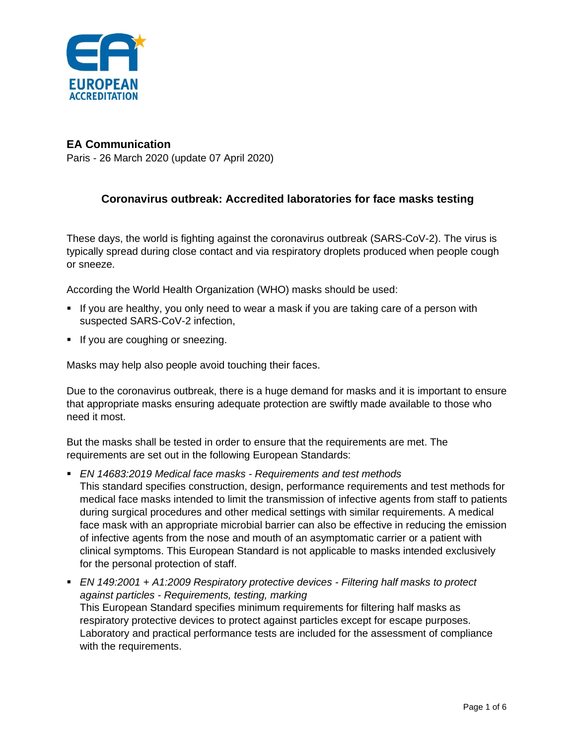**EA Communication**

Paris - 26 March 2020 (update 07 April 2020)

## Coronavirus outbreak: Accredited laboratories for face masks testing

These days, the world is fighting against the coronavirus outbreak (SARS-CoV-2). The virus is typically spread during close contact and via respiratory droplets produced when people cough or sneeze.

According the World Health Organization (WHO) masks should be used:

- If you are healthy, you only need to wear a mask if you are taking care of a person with suspected SARS-CoV-2 infection,
- If you are coughing or sneezing.

Masks may help also people avoid touching their faces.

Due to the coronavirus outbreak, there is a huge demand for masks and it is important to ensure that appropriate masks ensuring adequate protection are swiftly made available to those who need it most.

But the masks shall be tested in order to ensure that the requirements are met. The requirements are set out in the following European Standards:

- *EN 14683:2019 Medical face masks - Requirements and test methods*
  This standard specifies construction, design, performance requirements and test methods for medical face masks intended to limit the transmission of infective agents from staff to patients during surgical procedures and other medical settings with similar requirements. A medical face mask with an appropriate microbial barrier can also be effective in reducing the emission of infective agents from the nose and mouth of an asymptomatic carrier or a patient with clinical symptoms. This European Standard is not applicable to masks intended exclusively for the personal protection of staff.
- *EN 149:2001 + A1:2009 Respiratory protective devices - Filtering half masks to protect against particles - Requirements, testing, marking*
  This European Standard specifies minimum requirements for filtering half masks as respiratory protective devices to protect against particles except for escape purposes. Laboratory and practical performance tests are included for the assessment of compliance with the requirements.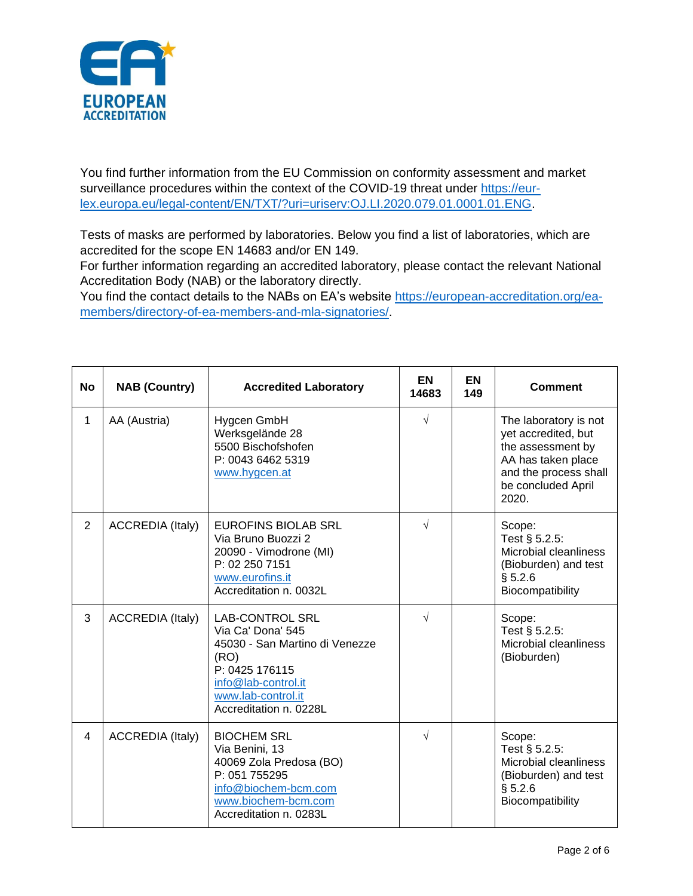You find further information from the EU Commission on conformity assessment and market surveillance procedures within the context of the COVID-19 threat under https://eur-lex.europa.eu/legal-content/EN/TXT/?uri=uriserv:OJ.LI.2020.079.01.0001.01.ENG.

Tests of masks are performed by laboratories. Below you find a list of laboratories, which are accredited for the scope EN 14683 and/or EN 149.
For further information regarding an accredited laboratory, please contact the relevant National Accreditation Body (NAB) or the laboratory directly.
You find the contact details to the NABs on EA's website https://european-accreditation.org/ea-members/directory-of-ea-members-and-mla-signatories/.

| No | NAB (Country) | Accredited Laboratory | EN 14683 | EN 149 | Comment |
|---|---|---|---|---|---|
| 1 | AA (Austria) | Hygcen GmbH<br>Werksgelände 28<br>5500 Bischofshofen<br>P: 0043 6462 5319<br>www.hygcen.at | √ | | The laboratory is not yet accredited, but the assessment by AA has taken place and the process shall be concluded April 2020. |
| 2 | ACCREDIA (Italy) | EUROFINS BIOLAB SRL<br>Via Bruno Buozzi 2<br>20090 - Vimodrone (MI)<br>P: 02 250 7151<br>www.eurofins.it<br>Accreditation n. 0032L | √ | | Scope:<br>Test § 5.2.5: Microbial cleanliness (Bioburden) and test § 5.2.6 Biocompatibility |
| 3 | ACCREDIA (Italy) | LAB-CONTROL SRL<br>Via Ca' Dona' 545<br>45030 - San Martino di Venezze (RO)<br>P: 0425 176115<br>info@lab-control.it<br>www.lab-control.it<br>Accreditation n. 0228L | √ | | Scope:<br>Test § 5.2.5: Microbial cleanliness (Bioburden) |
| 4 | ACCREDIA (Italy) | BIOCHEM SRL<br>Via Benini, 13<br>40069 Zola Predosa (BO)<br>P: 051 755295<br>info@biochem-bcm.com<br>www.biochem-bcm.com<br>Accreditation n. 0283L | √ | | Scope:<br>Test § 5.2.5: Microbial cleanliness (Bioburden) and test § 5.2.6 Biocompatibility |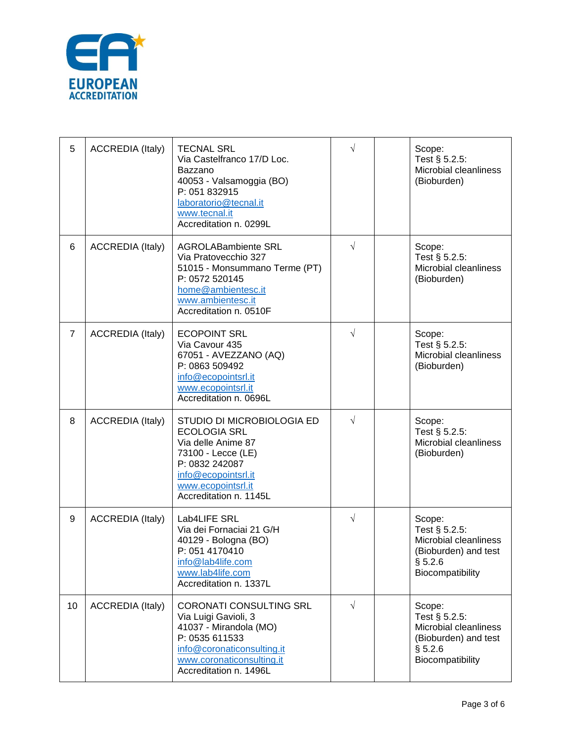| 5 | ACCREDIA (Italy) | TECNAL SRL<br>Via Castelfranco 17/D Loc. Bazzano<br>40053 - Valsamoggia (BO)<br>P: 051 832915<br>laboratorio@tecnal.it<br>www.tecnal.it<br>Accreditation n. 0299L | √ | | Scope:<br>Test § 5.2.5: Microbial cleanliness (Bioburden) |
|---|---|---|---|---|---|
| 6 | ACCREDIA (Italy) | AGROLABambiente SRL<br>Via Pratovecchio 327<br>51015 - Monsummano Terme (PT)<br>P: 0572 520145<br>home@ambientesc.it<br>www.ambientesc.it<br>Accreditation n. 0510F | √ | | Scope:<br>Test § 5.2.5: Microbial cleanliness (Bioburden) |
| 7 | ACCREDIA (Italy) | ECOPOINT SRL<br>Via Cavour 435<br>67051 - AVEZZANO (AQ)<br>P: 0863 509492<br>info@ecopointsrl.it<br>www.ecopointsrl.it<br>Accreditation n. 0696L | √ | | Scope:<br>Test § 5.2.5: Microbial cleanliness (Bioburden) |
| 8 | ACCREDIA (Italy) | STUDIO DI MICROBIOLOGIA ED ECOLOGIA SRL<br>Via delle Anime 87<br>73100 - Lecce (LE)<br>P: 0832 242087<br>info@ecopointsrl.it<br>www.ecopointsrl.it<br>Accreditation n. 1145L | √ | | Scope:<br>Test § 5.2.5: Microbial cleanliness (Bioburden) |
| 9 | ACCREDIA (Italy) | Lab4LIFE SRL<br>Via dei Fornaciai 21 G/H<br>40129 - Bologna (BO)<br>P: 051 4170410<br>info@lab4life.com<br>www.lab4life.com<br>Accreditation n. 1337L | √ | | Scope:<br>Test § 5.2.5: Microbial cleanliness (Bioburden) and test § 5.2.6 Biocompatibility |
| 10 | ACCREDIA (Italy) | CORONATI CONSULTING SRL<br>Via Luigi Gavioli, 3<br>41037 - Mirandola (MO)<br>P: 0535 611533<br>info@coronaticonsulting.it<br>www.coronaticonsulting.it<br>Accreditation n. 1496L | √ | | Scope:<br>Test § 5.2.5: Microbial cleanliness (Bioburden) and test § 5.2.6 Biocompatibility |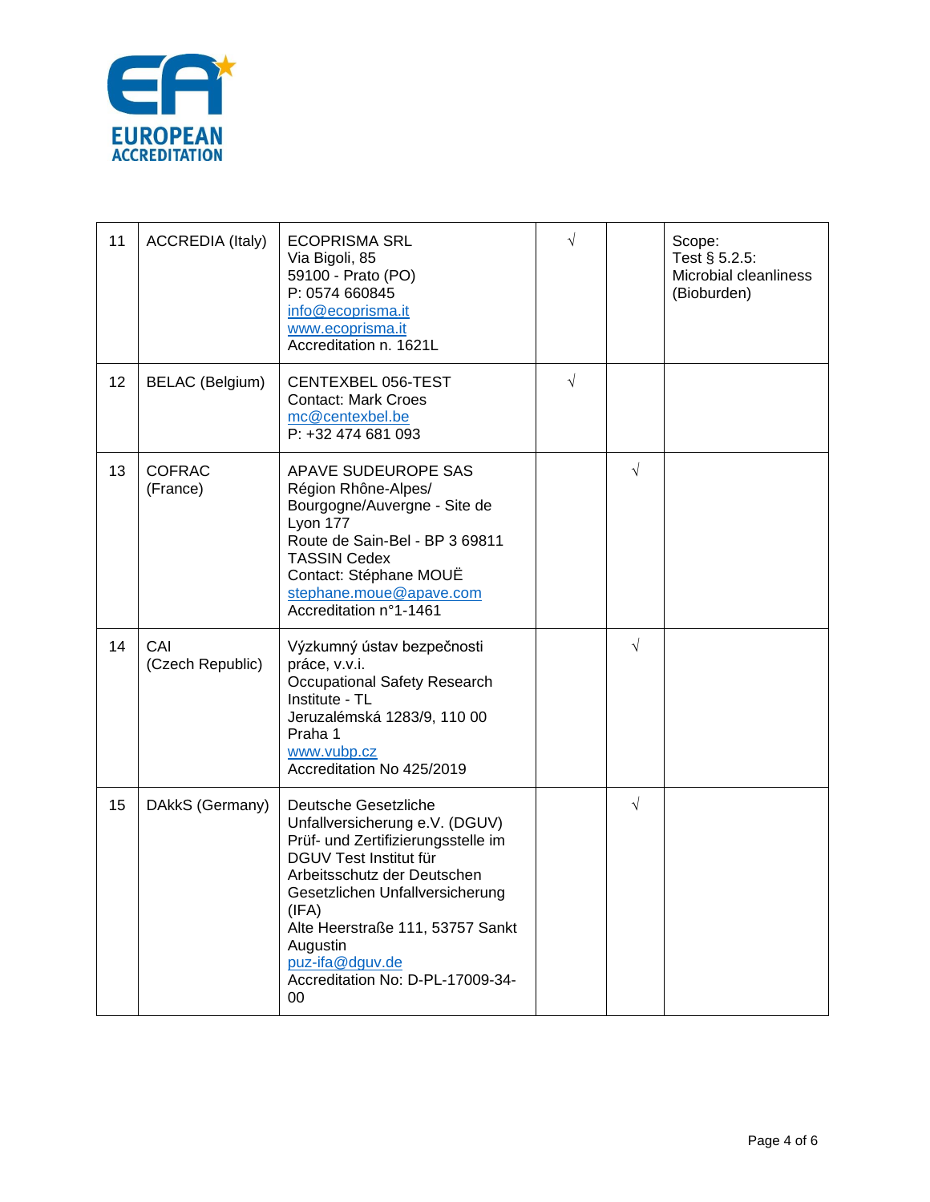| 11 | ACCREDIA (Italy) | ECOPRISMA SRL<br>Via Bigoli, 85<br>59100 - Prato (PO)<br>P: 0574 660845<br>info@ecoprisma.it<br>www.ecoprisma.it<br>Accreditation n. 1621L | √ | | Scope:<br>Test § 5.2.5:<br>Microbial cleanliness (Bioburden) |
|---|---|---|---|---|---|
| 12 | BELAC (Belgium) | CENTEXBEL 056-TEST<br>Contact: Mark Croes<br>mc@centexbel.be<br>P: +32 474 681 093 | √ | | |
| 13 | COFRAC (France) | APAVE SUDEUROPE SAS<br>Région Rhône-Alpes/ Bourgogne/Auvergne - Site de Lyon 177<br>Route de Sain-Bel - BP 3 69811 TASSIN Cedex<br>Contact: Stéphane MOUË<br>stephane.moue@apave.com<br>Accreditation n°1-1461 | | √ | |
| 14 | CAI (Czech Republic) | Výzkumný ústav bezpečnosti práce, v.v.i.<br>Occupational Safety Research Institute - TL<br>Jeruzalémská 1283/9, 110 00 Praha 1<br>www.vubp.cz<br>Accreditation No 425/2019 | | √ | |
| 15 | DAkkS (Germany) | Deutsche Gesetzliche Unfallversicherung e.V. (DGUV)<br>Prüf- und Zertifizierungsstelle im DGUV Test Institut für Arbeitsschutz der Deutschen Gesetzlichen Unfallversicherung (IFA)<br>Alte Heerstraße 111, 53757 Sankt Augustin<br>puz-ifa@dguv.de<br>Accreditation No: D-PL-17009-34-00 | | √ | |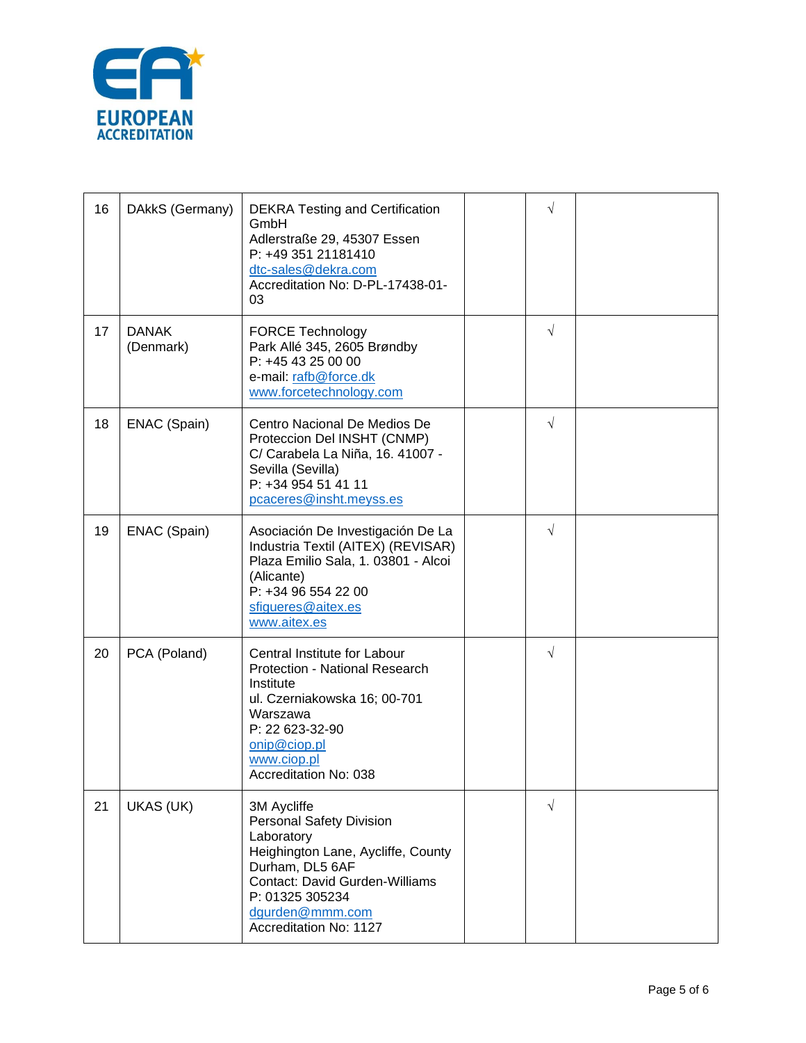| | | | | | |
|---|---|---|---|---|---|
| 16 | DAkkS (Germany) | DEKRA Testing and Certification GmbH<br>Adlerstraße 29, 45307 Essen<br>P: +49 351 21181410<br>dtc-sales@dekra.com<br>Accreditation No: D-PL-17438-01-03 | | √ | |
| 17 | DANAK (Denmark) | FORCE Technology<br>Park Allé 345, 2605 Brøndby<br>P: +45 43 25 00 00<br>e-mail: rafb@force.dk<br>www.forcetechnology.com | | √ | |
| 18 | ENAC (Spain) | Centro Nacional De Medios De Proteccion Del INSHT (CNMP)<br>C/ Carabela La Niña, 16. 41007 - Sevilla (Sevilla)<br>P: +34 954 51 41 11<br>pcaceres@insht.meyss.es | | √ | |
| 19 | ENAC (Spain) | Asociación De Investigación De La Industria Textil (AITEX) (REVISAR)<br>Plaza Emilio Sala, 1. 03801 - Alcoi (Alicante)<br>P: +34 96 554 22 00<br>sfigueres@aitex.es<br>www.aitex.es | | √ | |
| 20 | PCA (Poland) | Central Institute for Labour Protection - National Research Institute<br>ul. Czerniakowska 16; 00-701 Warszawa<br>P: 22 623-32-90<br>onip@ciop.pl<br>www.ciop.pl<br>Accreditation No: 038 | | √ | |
| 21 | UKAS (UK) | 3M Aycliffe<br>Personal Safety Division Laboratory<br>Heighington Lane, Aycliffe, County Durham, DL5 6AF<br>Contact: David Gurden-Williams<br>P: 01325 305234<br>dgurden@mmm.com<br>Accreditation No: 1127 | | √ | |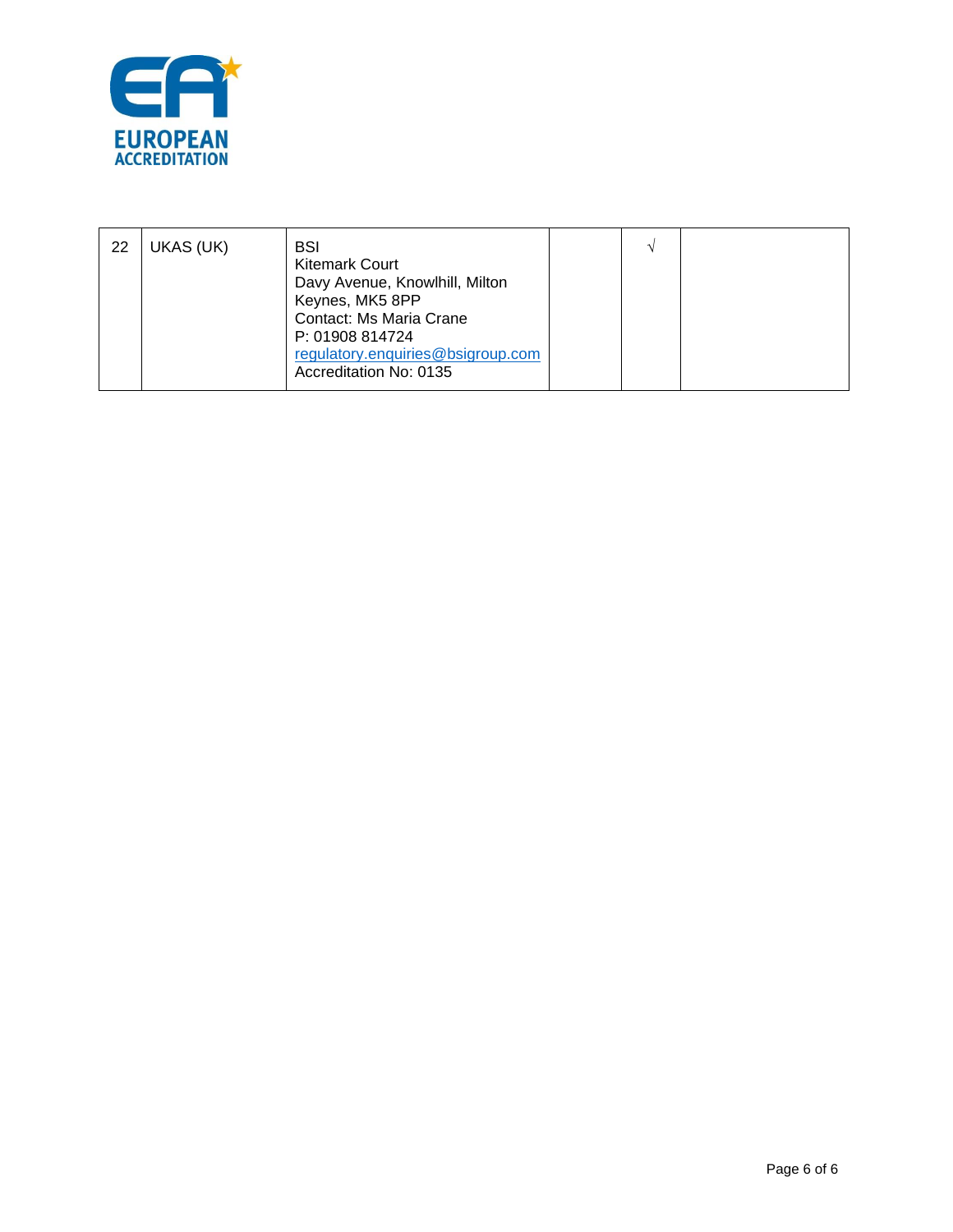| | | | | | |
|---|---|---|---|---|---|
| 22 | UKAS (UK) | BSI<br>Kitemark Court<br>Davy Avenue, Knowlhill, Milton Keynes, MK5 8PP<br>Contact: Ms Maria Crane<br>P: 01908 814724<br>regulatory.enquiries@bsigroup.com<br>Accreditation No: 0135 | | √ | |